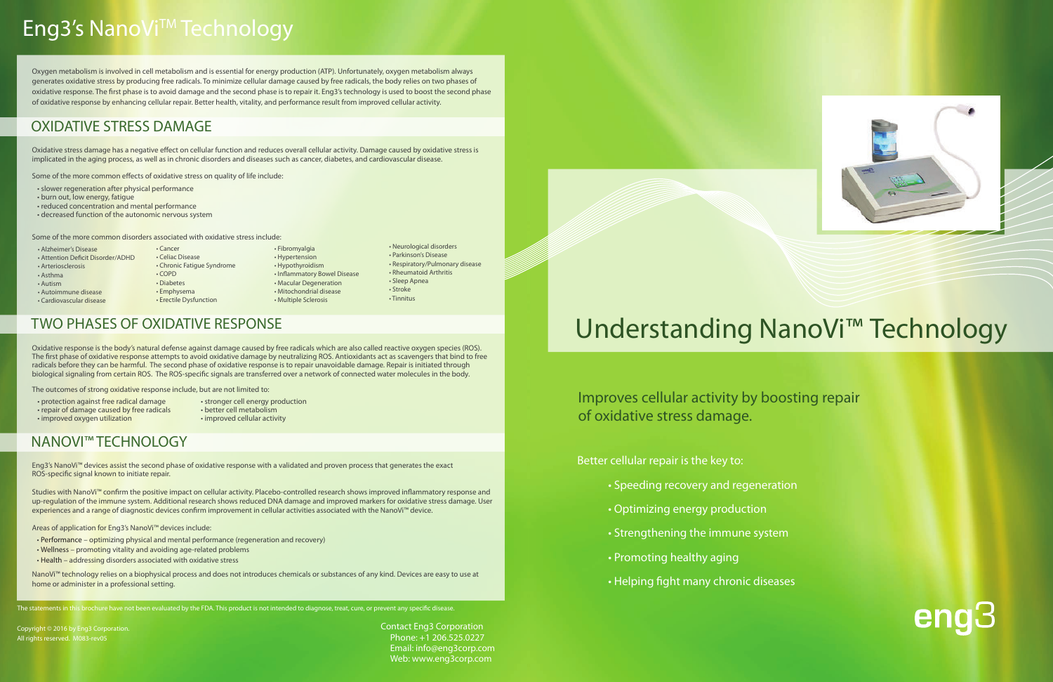# Eng3's NanoVi™ Technology

Oxygen metabolism is involved in cell metabolism and is essential for energy production (ATP). Unfortunately, oxygen metabolism always generates oxidative stress by producing free radicals. To minimize cellular damage caused by free radicals, the body relies on two phases of oxidative response. The first phase is to avoid damage and the second phase is to repair it. Eng3's technology is used to boost the second phase of oxidative response by enhancing cellular repair. Better health, vitality, and performance result from improved cellular activity.

## OXIDATIVE STRESS DAMAGE

Oxidative stress damage has a negative effect on cellular function and reduces overall cellular activity. Damage caused by oxidative stress is implicated in the aging process, as well as in chronic disorders and diseases such as cancer, diabetes, and cardiovascular disease.

Some of the more common effects of oxidative stress on quality of life include:

- slower regeneration after physical performance
- burn out, low energy, fatigue
- reduced concentration and mental performance
- decreased function of the autonomic nervous system

Some of the more common disorders associated with oxidative stress include:

- Alzheimer's Disease
- Attention Deficit Disorder/ADHD
- Arteriosclerosis
- Asthma
- Autism
- Autoimmune disease
- Cardiovascular disease
- Cancer
- Celiac Disease
- Chronic Fatigue Syndrome
- COPD
- Diabetes
- Emphysema
- Erectile Dysfunction
- Fibromyalgia
- Hypertension
- Hypothyroidism
- Inflammatory Bowel Disease
- Macular Degeneration
- Mitochondrial disease
- Multiple Sclerosis
- Neurological disorders
- Parkinson's Disease
- Respiratory/Pulmonary disease
- Rheumatoid Arthritis
- Sleep Apnea
- Stroke
- Tinnitus

## TWO PHASES OF OXIDATIVE RESPONSE

Oxidative response is the body's natural defense against damage caused by free radicals which are also called reactive oxygen species (ROS). The first phase of oxidative response attempts to avoid oxidative damage by neutralizing ROS. Antioxidants act as scavengers that bind to free radicals before they can be harmful. The second phase of oxidative response is to repair unavoidable damage. Repair is initiated through biological signaling from certain ROS. The ROS-specific signals are transferred over a network of connected water molecules in the body.

The outcomes of strong oxidative response include, but are not limited to:

- protection against free radical damage
- repair of damage caused by free radicals
- improved oxygen utilization
- stronger cell energy production
- better cell metabolism
- improved cellular activity

## NANOVI™ TECHNOLOGY

Eng3's NanoVi™ devices assist the second phase of oxidative response with a validated and proven process that generates the exact ROS-specific signal known to initiate repair.

Studies with NanoVi™ confirm the positive impact on cellular activity. Placebo-controlled research shows improved inflammatory response and up-regulation of the immune system. Additional research shows reduced DNA damage and improved markers for oxidative stress damage. User experiences and a range of diagnostic devices confirm improvement in cellular activities associated with the NanoVi™ device.

Areas of application for Eng3's NanoVi™ devices include:

- Performance – optimizing physical and mental performance (regeneration and recovery)
- Wellness – promoting vitality and avoiding age-related problems
- Health – addressing disorders associated with oxidative stress

NanoVi™ technology relies on a biophysical process and does not introduces chemicals or substances of any kind. Devices are easy to use at home or administer in a professional setting.

The statements in this brochure have not been evaluated by the FDA. This product is not intended to diagnose, treat, cure, or prevent any specific disease.

Copyright © 2016 by Eng3 Corporation.
All rights reserved. M083-rev05

Contact Eng3 Corporation
Phone: +1 206.525.0227
Email: info@eng3corp.com
Web: www.eng3corp.com

# Understanding NanoVi™ Technology

Improves cellular activity by boosting repair of oxidative stress damage.

Better cellular repair is the key to:

- Speeding recovery and regeneration
- Optimizing energy production
- Strengthening the immune system
- Promoting healthy aging
- Helping fight many chronic diseases

eng3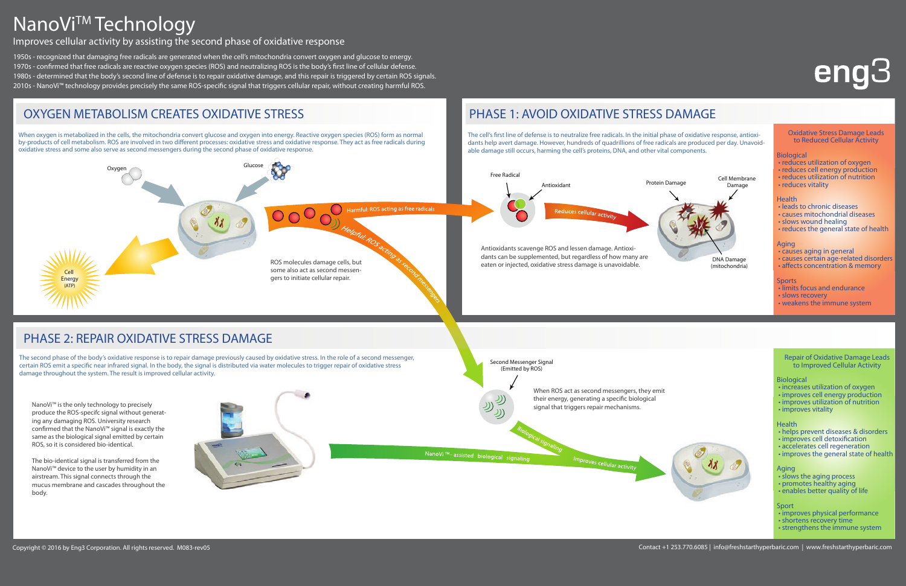# NanoVi™ Technology

Improves cellular activity by assisting the second phase of oxidative response

1950s - recognized that damaging free radicals are generated when the cell's mitochondria convert oxygen and glucose to energy.
1970s - confirmed that free radicals are reactive oxygen species (ROS) and neutralizing ROS is the body's first line of cellular defense.
1980s - determined that the body's second line of defense is to repair oxidative damage, and this repair is triggered by certain ROS signals.
2010s - NanoVi™ technology provides precisely the same ROS-specific signal that triggers cellular repair, without creating harmful ROS.

eng3

## OXYGEN METABOLISM CREATES OXIDATIVE STRESS

When oxygen is metabolized in the cells, the mitochondria convert glucose and oxygen into energy. Reactive oxygen species (ROS) form as normal by-products of cell metabolism. ROS are involved in two different processes: oxidative stress and oxidative response. They act as free radicals during oxidative stress and some also serve as second messengers during the second phase of oxidative response.

Oxygen

Glucose

Cell Energy (ATP)

Harmful: ROS acting as free radicals

Helpful: ROS acting as second messengers

ROS molecules damage cells, but some also act as second messengers to initiate cellular repair.

## PHASE 1: AVOID OXIDATIVE STRESS DAMAGE

The cell's first line of defense is to neutralize free radicals. In the initial phase of oxidative response, antioxidants help avert damage. However, hundreds of quadrillions of free radicals are produced per day. Unavoidable damage still occurs, harming the cell's proteins, DNA, and other vital components.

Free Radical

Antioxidant

Reduces cellular activity

Protein Damage

Cell Membrane Damage

DNA Damage (mitochondria)

Antioxidants scavenge ROS and lessen damage. Antioxidants can be supplemented, but regardless of how many are eaten or injected, oxidative stress damage is unavoidable.

### Oxidative Stress Damage Leads to Reduced Cellular Activity

**Biological**
- reduces utilization of oxygen
- reduces cell energy production
- reduces utilization of nutrition
- reduces vitality

**Health**
- leads to chronic diseases
- causes mitochondrial diseases
- slows wound healing
- reduces the general state of health

**Aging**
- causes aging in general
- causes certain age-related disorders
- affects concentration & memory

**Sports**
- limits focus and endurance
- slows recovery
- weakens the immune system

## PHASE 2: REPAIR OXIDATIVE STRESS DAMAGE

The second phase of the body's oxidative response is to repair damage previously caused by oxidative stress. In the role of a second messenger, certain ROS emit a specific near infrared signal. In the body, the signal is distributed via water molecules to trigger repair of oxidative stress damage throughout the system. The result is improved cellular activity.

NanoVi™ is the only technology to precisely produce the ROS-specifc signal without generating any damaging ROS. University research confirmed that the NanoVi™ signal is exactly the same as the biological signal emitted by certain ROS, so it is considered bio-identical.

The bio-identical signal is transferred from the NanoVi™ device to the user by humidity in an airstream. This signal connects through the mucus membrane and cascades throughout the body.

Second Messenger Signal (Emitted by ROS)

When ROS act as second messengers, they emit their energy, generating a specific biological signal that triggers repair mechanisms.

Biological signaling

NanoVi ™ - assisted biological signaling

Improves cellular activity

### Repair of Oxidative Stress Damage Leads to Improved Cellular Activity

**Biological**
- increases utilization of oxygen
- improves cell energy production
- improves utilization of nutrition
- improves vitality

**Health**
- helps prevent diseases & disorders
- improves cell detoxification
- accelerates cell regeneration
- improves the general state of health

**Aging**
- slows the aging process
- promotes healthy aging
- enables better quality of life

**Sport**
- improves physical performance
- shortens recovery time
- strengthens the immune system

Copyright © 2016 by Eng3 Corporation. All rights reserved. M083-rev05

Contact +1 253.770.6085 | info@freshstarthyperbaric.com | www.freshstarthyperbaric.com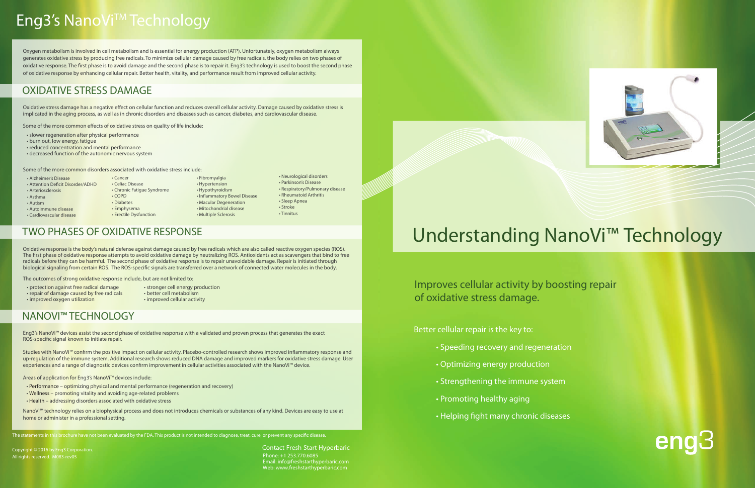# Eng3's NanoVi™ Technology

Oxygen metabolism is involved in cell metabolism and is essential for energy production (ATP). Unfortunately, oxygen metabolism always generates oxidative stress by producing free radicals. To minimize cellular damage caused by free radicals, the body relies on two phases of oxidative response. The first phase is to avoid damage and the second phase is to repair it. Eng3's technology is used to boost the second phase of oxidative response by enhancing cellular repair. Better health, vitality, and performance result from improved cellular activity.

## OXIDATIVE STRESS DAMAGE

Oxidative stress damage has a negative effect on cellular function and reduces overall cellular activity. Damage caused by oxidative stress is implicated in the aging process, as well as in chronic disorders and diseases such as cancer, diabetes, and cardiovascular disease.

Some of the more common effects of oxidative stress on quality of life include:

- slower regeneration after physical performance
- burn out, low energy, fatigue
- reduced concentration and mental performance
- decreased function of the autonomic nervous system

Some of the more common disorders associated with oxidative stress include:

- Alzheimer's Disease
- Attention Deficit Disorder/ADHD
- Arteriosclerosis
- Asthma
- Autism
- Autoimmune disease
- Cardiovascular disease
- Cancer
- Celiac Disease
- Chronic Fatigue Syndrome
- COPD
- Diabetes
- Emphysema
- Erectile Dysfunction
- Fibromyalgia
- Hypertension
- Hypothyroidism
- Inflammatory Bowel Disease
- Macular Degeneration
- Mitochondrial disease
- Multiple Sclerosis
- Neurological disorders
- Parkinson's Disease
- Respiratory/Pulmonary disease
- Rheumatoid Arthritis
- Sleep Apnea
- Stroke
- Tinnitus

## TWO PHASES OF OXIDATIVE RESPONSE

Oxidative response is the body's natural defense against damage caused by free radicals which are also called reactive oxygen species (ROS). The first phase of oxidative response attempts to avoid oxidative damage by neutralizing ROS. Antioxidants act as scavengers that bind to free radicals before they can be harmful. The second phase of oxidative response is to repair unavoidable damage. Repair is initiated through biological signaling from certain ROS. The ROS-specific signals are transferred over a network of connected water molecules in the body.

The outcomes of strong oxidative response include, but are not limited to:

- protection against free radical damage
- repair of damage caused by free radicals
- improved oxygen utilization
- stronger cell energy production
- better cell metabolism
- improved cellular activity

## NANOVI™ TECHNOLOGY

Eng3's NanoVi™ devices assist the second phase of oxidative response with a validated and proven process that generates the exact ROS-specific signal known to initiate repair.

Studies with NanoVi™ confirm the positive impact on cellular activity. Placebo-controlled research shows improved inflammatory response and up-regulation of the immune system. Additional research shows reduced DNA damage and improved markers for oxidative stress damage. User experiences and a range of diagnostic devices confirm improvement in cellular activities associated with the NanoVi™ device.

Areas of application for Eng3's NanoVi™ devices include:

- Performance – optimizing physical and mental performance (regeneration and recovery)
- Wellness – promoting vitality and avoiding age-related problems
- Health – addressing disorders associated with oxidative stress

NanoVi™ technology relies on a biophysical process and does not introduces chemicals or substances of any kind. Devices are easy to use at home or administer in a professional setting.

The statements in this brochure have not been evaluated by the FDA. This product is not intended to diagnose, treat, cure, or prevent any specific disease.

Copyright © 2016 by Eng3 Corporation.
All rights reserved. M083-rev05

Contact Fresh Start Hyperbaric
Phone: +1 253.770.6085
Email: info@freshstarthyperbaric.com
Web: www.freshstarthyperbaric.com

# Understanding NanoVi™ Technology

Improves cellular activity by boosting repair of oxidative stress damage.

Better cellular repair is the key to:

- Speeding recovery and regeneration
- Optimizing energy production
- Strengthening the immune system
- Promoting healthy aging
- Helping fight many chronic diseases

eng3